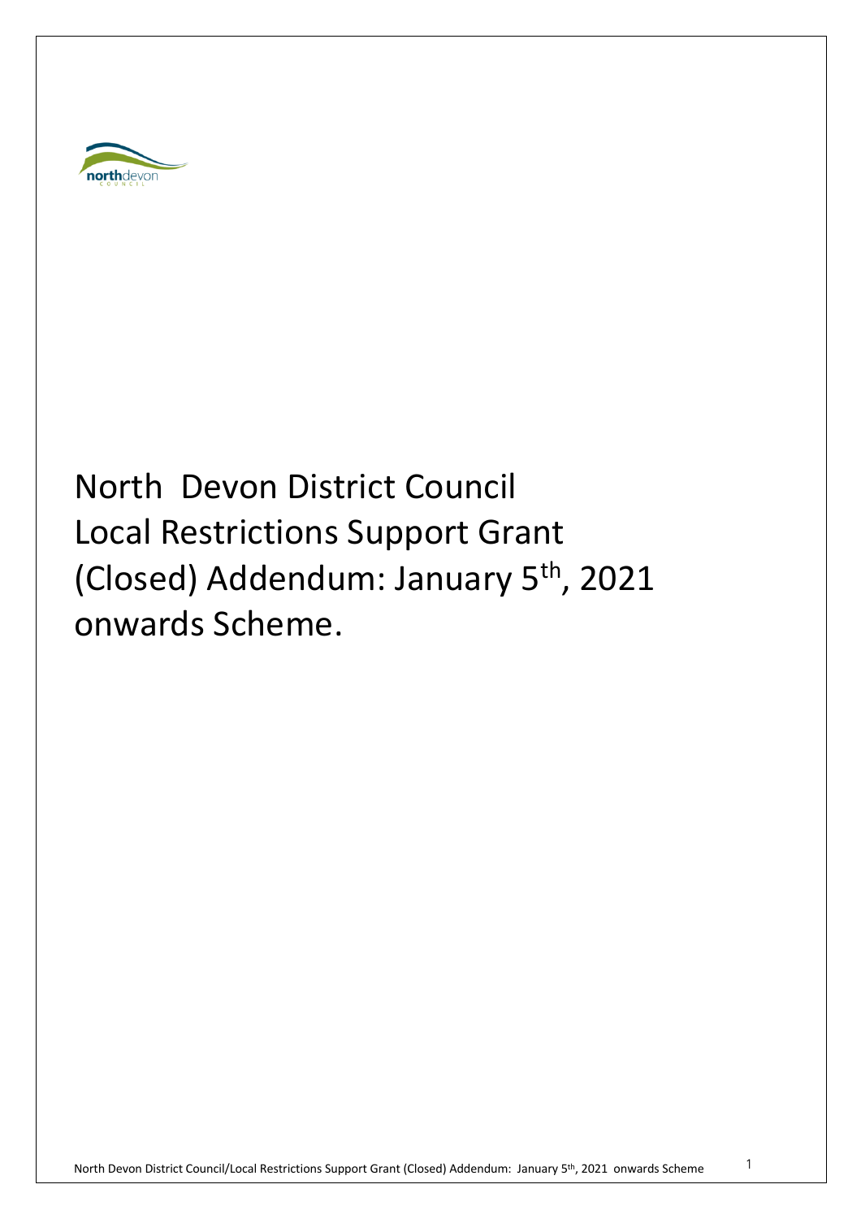# North Devon District Council Local Restrictions Support Grant (Closed) Addendum: January 5th, 2021 onwards Scheme.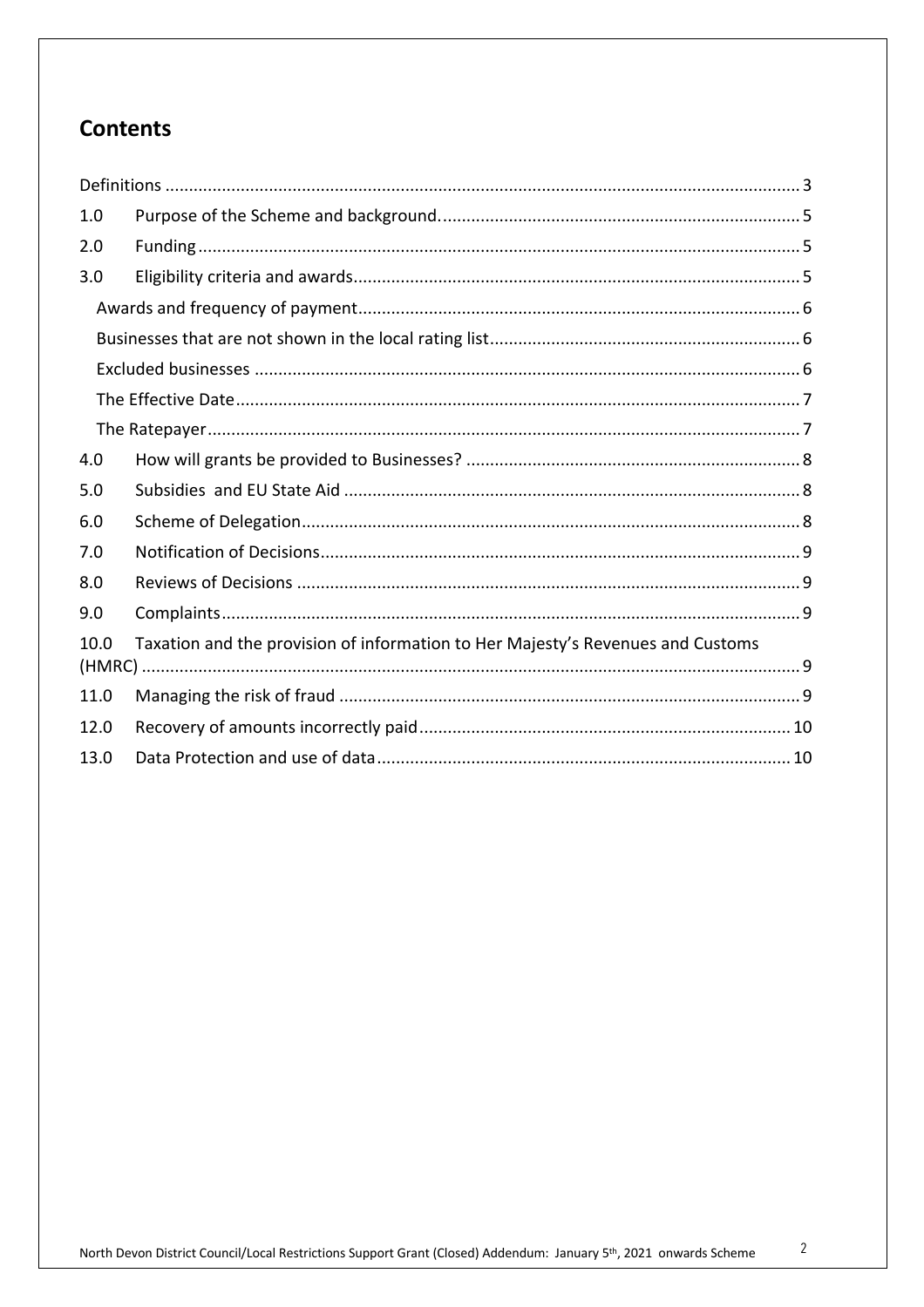## Contents

Definitions ..... 3

1.0 Purpose of the Scheme and background. ..... 5

2.0 Funding ..... 5

3.0 Eligibility criteria and awards ..... 5

- Awards and frequency of payment ..... 6
- Businesses that are not shown in the local rating list ..... 6
- Excluded businesses ..... 6
- The Effective Date ..... 7
- The Ratepayer ..... 7

4.0 How will grants be provided to Businesses? ..... 8

5.0 Subsidies and EU State Aid ..... 8

6.0 Scheme of Delegation ..... 8

7.0 Notification of Decisions ..... 9

8.0 Reviews of Decisions ..... 9

9.0 Complaints ..... 9

10.0 Taxation and the provision of information to Her Majesty's Revenues and Customs (HMRC) ..... 9

11.0 Managing the risk of fraud ..... 9

12.0 Recovery of amounts incorrectly paid ..... 10

13.0 Data Protection and use of data ..... 10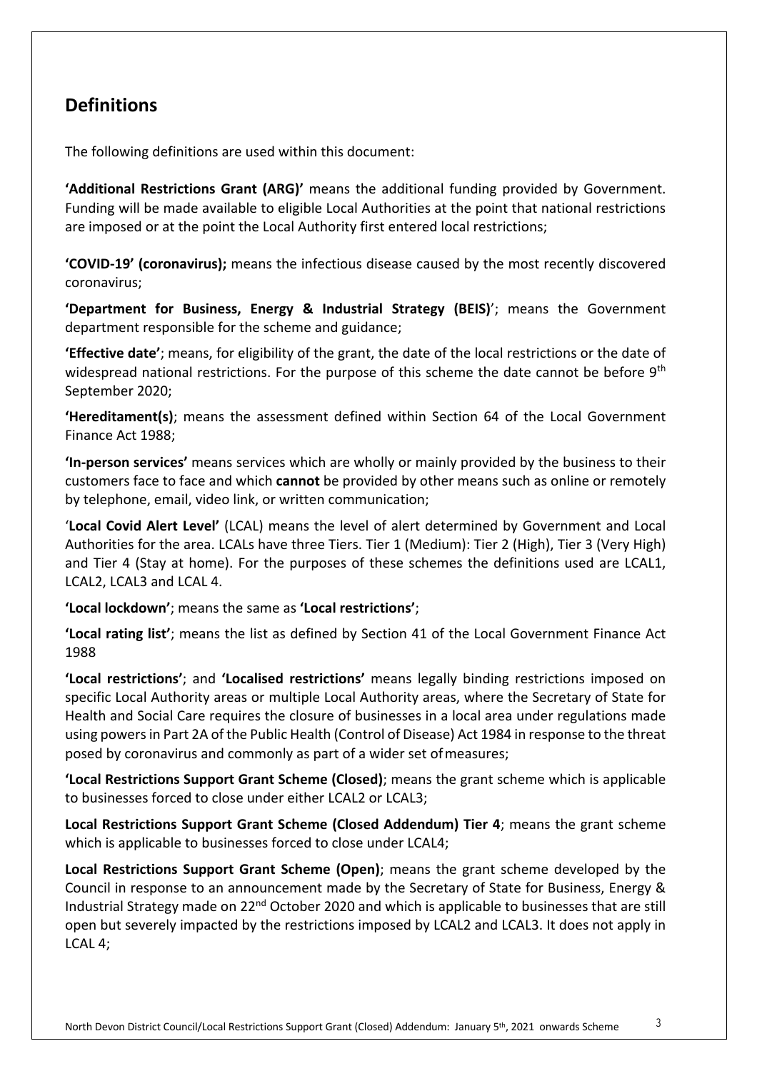## Definitions

The following definitions are used within this document:

**'Additional Restrictions Grant (ARG)'** means the additional funding provided by Government. Funding will be made available to eligible Local Authorities at the point that national restrictions are imposed or at the point the Local Authority first entered local restrictions;

**'COVID-19' (coronavirus);** means the infectious disease caused by the most recently discovered coronavirus;

**'Department for Business, Energy & Industrial Strategy (BEIS)**'; means the Government department responsible for the scheme and guidance;

**'Effective date'**; means, for eligibility of the grant, the date of the local restrictions or the date of widespread national restrictions. For the purpose of this scheme the date cannot be before 9th September 2020;

**'Hereditament(s)**; means the assessment defined within Section 64 of the Local Government Finance Act 1988;

**'In-person services'** means services which are wholly or mainly provided by the business to their customers face to face and which **cannot** be provided by other means such as online or remotely by telephone, email, video link, or written communication;

'**Local Covid Alert Level'** (LCAL) means the level of alert determined by Government and Local Authorities for the area. LCALs have three Tiers. Tier 1 (Medium): Tier 2 (High), Tier 3 (Very High) and Tier 4 (Stay at home). For the purposes of these schemes the definitions used are LCAL1, LCAL2, LCAL3 and LCAL 4.

**'Local lockdown'**; means the same as **'Local restrictions'**;

**'Local rating list'**; means the list as defined by Section 41 of the Local Government Finance Act 1988

**'Local restrictions'**; and **'Localised restrictions'** means legally binding restrictions imposed on specific Local Authority areas or multiple Local Authority areas, where the Secretary of State for Health and Social Care requires the closure of businesses in a local area under regulations made using powers in Part 2A of the Public Health (Control of Disease) Act 1984 in response to the threat posed by coronavirus and commonly as part of a wider set of measures;

**'Local Restrictions Support Grant Scheme (Closed)**; means the grant scheme which is applicable to businesses forced to close under either LCAL2 or LCAL3;

**Local Restrictions Support Grant Scheme (Closed Addendum) Tier 4**; means the grant scheme which is applicable to businesses forced to close under LCAL4;

**Local Restrictions Support Grant Scheme (Open)**; means the grant scheme developed by the Council in response to an announcement made by the Secretary of State for Business, Energy & Industrial Strategy made on 22nd October 2020 and which is applicable to businesses that are still open but severely impacted by the restrictions imposed by LCAL2 and LCAL3. It does not apply in LCAL 4;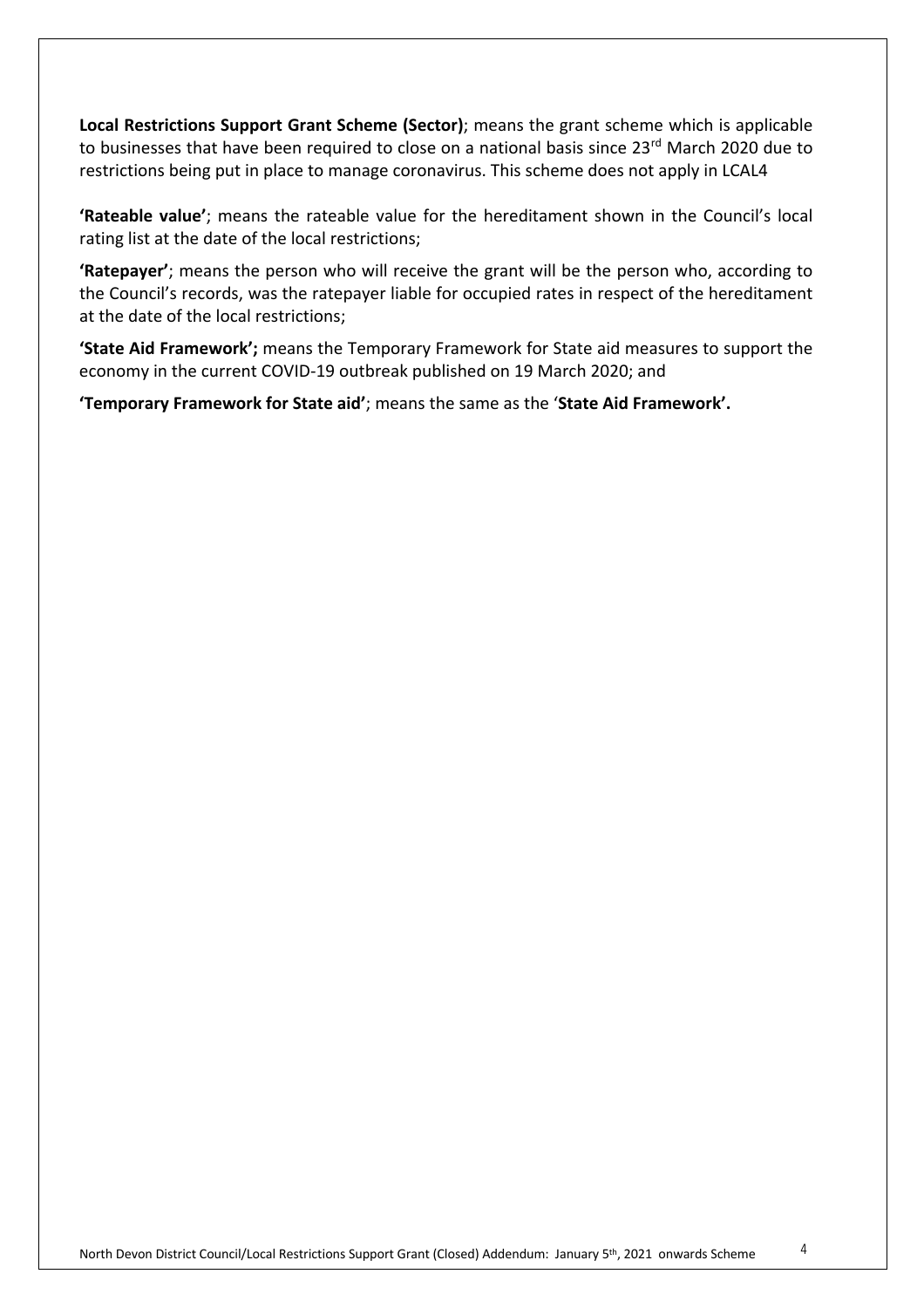**Local Restrictions Support Grant Scheme (Sector)**; means the grant scheme which is applicable to businesses that have been required to close on a national basis since 23rd March 2020 due to restrictions being put in place to manage coronavirus. This scheme does not apply in LCAL4

**'Rateable value'**; means the rateable value for the hereditament shown in the Council's local rating list at the date of the local restrictions;

**'Ratepayer'**; means the person who will receive the grant will be the person who, according to the Council's records, was the ratepayer liable for occupied rates in respect of the hereditament at the date of the local restrictions;

**'State Aid Framework';** means the Temporary Framework for State aid measures to support the economy in the current COVID-19 outbreak published on 19 March 2020; and

**'Temporary Framework for State aid'**; means the same as the '**State Aid Framework'.**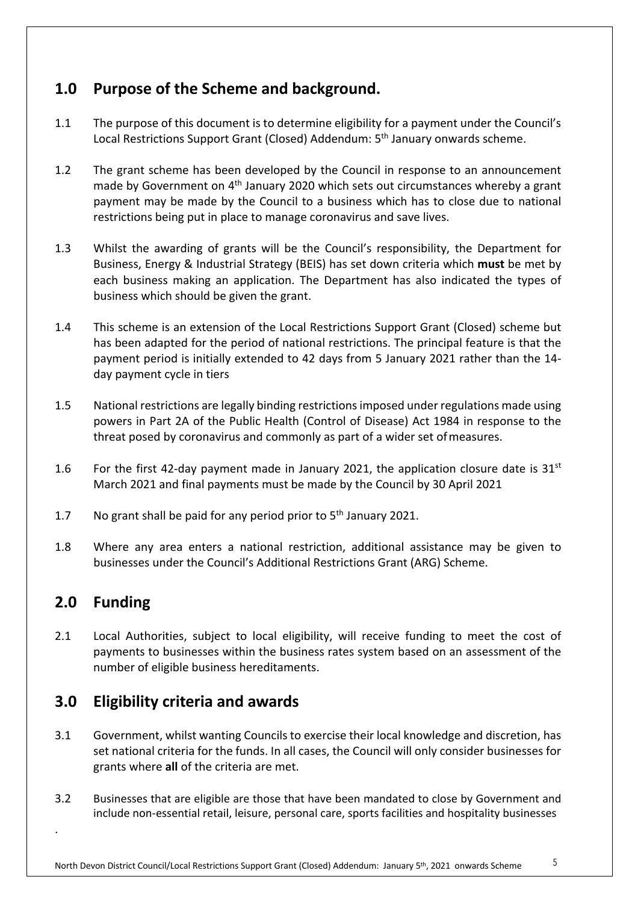## 1.0 Purpose of the Scheme and background.

1.1 The purpose of this document is to determine eligibility for a payment under the Council's Local Restrictions Support Grant (Closed) Addendum: 5th January onwards scheme.

1.2 The grant scheme has been developed by the Council in response to an announcement made by Government on 4th January 2020 which sets out circumstances whereby a grant payment may be made by the Council to a business which has to close due to national restrictions being put in place to manage coronavirus and save lives.

1.3 Whilst the awarding of grants will be the Council's responsibility, the Department for Business, Energy & Industrial Strategy (BEIS) has set down criteria which **must** be met by each business making an application. The Department has also indicated the types of business which should be given the grant.

1.4 This scheme is an extension of the Local Restrictions Support Grant (Closed) scheme but has been adapted for the period of national restrictions. The principal feature is that the payment period is initially extended to 42 days from 5 January 2021 rather than the 14-day payment cycle in tiers

1.5 National restrictions are legally binding restrictions imposed under regulations made using powers in Part 2A of the Public Health (Control of Disease) Act 1984 in response to the threat posed by coronavirus and commonly as part of a wider set of measures.

1.6 For the first 42-day payment made in January 2021, the application closure date is 31st March 2021 and final payments must be made by the Council by 30 April 2021

1.7 No grant shall be paid for any period prior to 5th January 2021.

1.8 Where any area enters a national restriction, additional assistance may be given to businesses under the Council's Additional Restrictions Grant (ARG) Scheme.

## 2.0 Funding

2.1 Local Authorities, subject to local eligibility, will receive funding to meet the cost of payments to businesses within the business rates system based on an assessment of the number of eligible business hereditaments.

## 3.0 Eligibility criteria and awards

3.1 Government, whilst wanting Councils to exercise their local knowledge and discretion, has set national criteria for the funds. In all cases, the Council will only consider businesses for grants where **all** of the criteria are met.

3.2 Businesses that are eligible are those that have been mandated to close by Government and include non-essential retail, leisure, personal care, sports facilities and hospitality businesses

.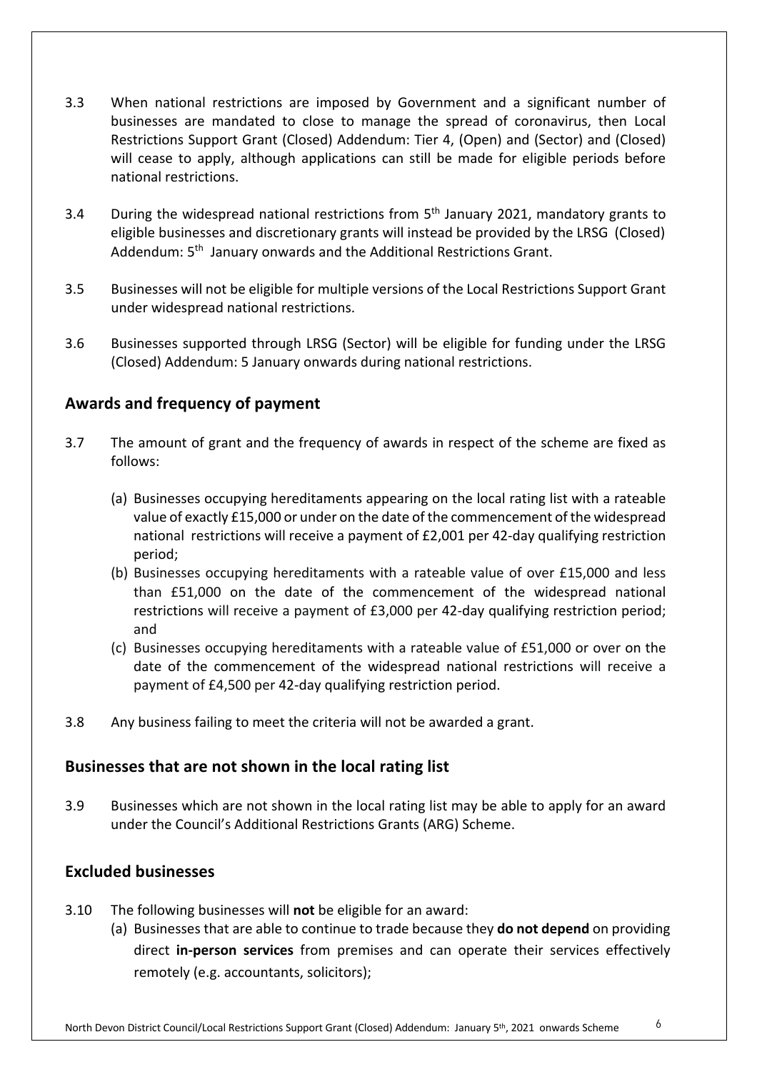3.3 When national restrictions are imposed by Government and a significant number of businesses are mandated to close to manage the spread of coronavirus, then Local Restrictions Support Grant (Closed) Addendum: Tier 4, (Open) and (Sector) and (Closed) will cease to apply, although applications can still be made for eligible periods before national restrictions.

3.4 During the widespread national restrictions from 5th January 2021, mandatory grants to eligible businesses and discretionary grants will instead be provided by the LRSG (Closed) Addendum: 5th January onwards and the Additional Restrictions Grant.

3.5 Businesses will not be eligible for multiple versions of the Local Restrictions Support Grant under widespread national restrictions.

3.6 Businesses supported through LRSG (Sector) will be eligible for funding under the LRSG (Closed) Addendum: 5 January onwards during national restrictions.

## Awards and frequency of payment

3.7 The amount of grant and the frequency of awards in respect of the scheme are fixed as follows:

(a) Businesses occupying hereditaments appearing on the local rating list with a rateable value of exactly £15,000 or under on the date of the commencement of the widespread national restrictions will receive a payment of £2,001 per 42-day qualifying restriction period;

(b) Businesses occupying hereditaments with a rateable value of over £15,000 and less than £51,000 on the date of the commencement of the widespread national restrictions will receive a payment of £3,000 per 42-day qualifying restriction period; and

(c) Businesses occupying hereditaments with a rateable value of £51,000 or over on the date of the commencement of the widespread national restrictions will receive a payment of £4,500 per 42-day qualifying restriction period.

3.8 Any business failing to meet the criteria will not be awarded a grant.

## Businesses that are not shown in the local rating list

3.9 Businesses which are not shown in the local rating list may be able to apply for an award under the Council's Additional Restrictions Grants (ARG) Scheme.

## Excluded businesses

3.10 The following businesses will **not** be eligible for an award:

(a) Businesses that are able to continue to trade because they **do not depend** on providing direct **in-person services** from premises and can operate their services effectively remotely (e.g. accountants, solicitors);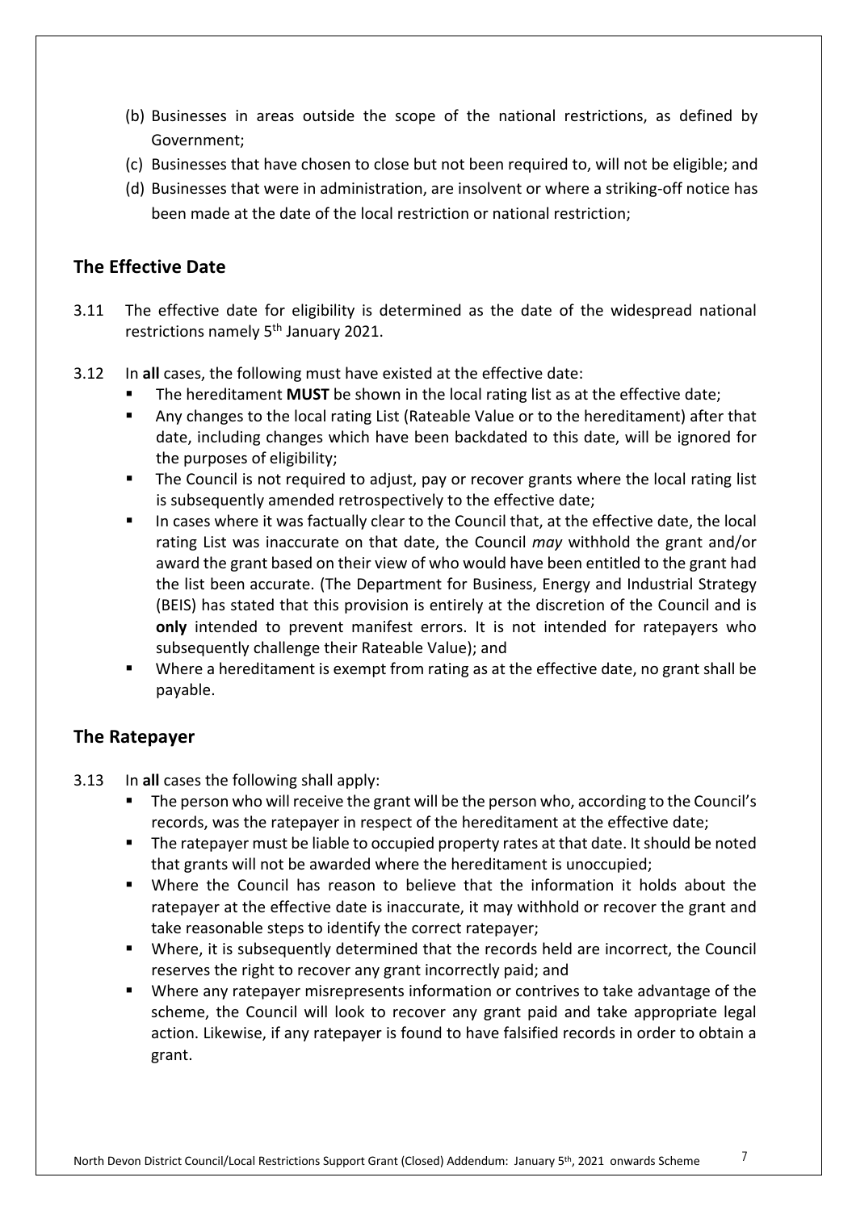(b) Businesses in areas outside the scope of the national restrictions, as defined by Government;

(c) Businesses that have chosen to close but not been required to, will not be eligible; and

(d) Businesses that were in administration, are insolvent or where a striking-off notice has been made at the date of the local restriction or national restriction;

## The Effective Date

3.11 The effective date for eligibility is determined as the date of the widespread national restrictions namely 5th January 2021.

3.12 In **all** cases, the following must have existed at the effective date:

- The hereditament **MUST** be shown in the local rating list as at the effective date;
- Any changes to the local rating List (Rateable Value or to the hereditament) after that date, including changes which have been backdated to this date, will be ignored for the purposes of eligibility;
- The Council is not required to adjust, pay or recover grants where the local rating list is subsequently amended retrospectively to the effective date;
- In cases where it was factually clear to the Council that, at the effective date, the local rating List was inaccurate on that date, the Council *may* withhold the grant and/or award the grant based on their view of who would have been entitled to the grant had the list been accurate. (The Department for Business, Energy and Industrial Strategy (BEIS) has stated that this provision is entirely at the discretion of the Council and is **only** intended to prevent manifest errors. It is not intended for ratepayers who subsequently challenge their Rateable Value); and
- Where a hereditament is exempt from rating as at the effective date, no grant shall be payable.

## The Ratepayer

3.13 In **all** cases the following shall apply:

- The person who will receive the grant will be the person who, according to the Council's records, was the ratepayer in respect of the hereditament at the effective date;
- The ratepayer must be liable to occupied property rates at that date. It should be noted that grants will not be awarded where the hereditament is unoccupied;
- Where the Council has reason to believe that the information it holds about the ratepayer at the effective date is inaccurate, it may withhold or recover the grant and take reasonable steps to identify the correct ratepayer;
- Where, it is subsequently determined that the records held are incorrect, the Council reserves the right to recover any grant incorrectly paid; and
- Where any ratepayer misrepresents information or contrives to take advantage of the scheme, the Council will look to recover any grant paid and take appropriate legal action. Likewise, if any ratepayer is found to have falsified records in order to obtain a grant.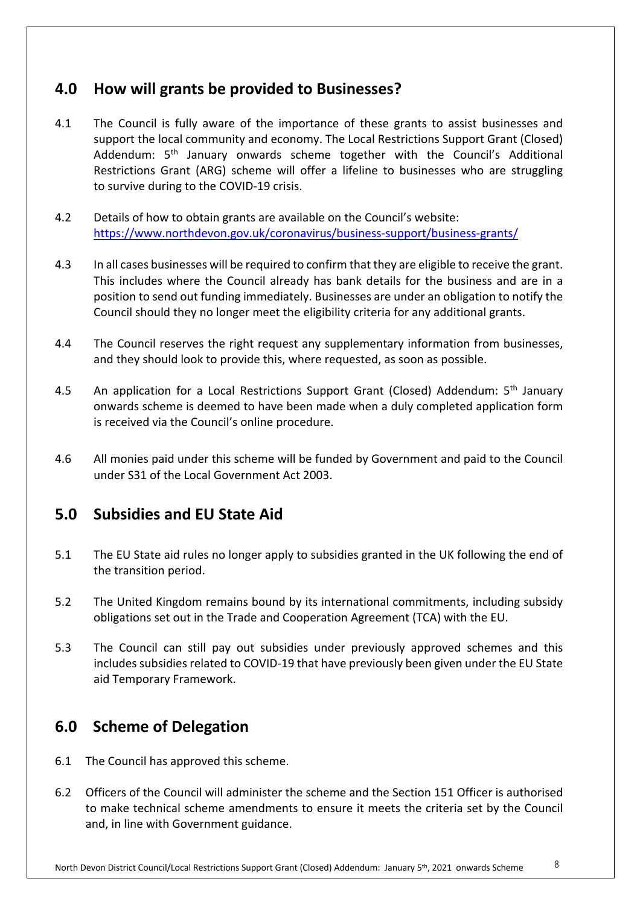## 4.0 How will grants be provided to Businesses?

4.1 The Council is fully aware of the importance of these grants to assist businesses and support the local community and economy. The Local Restrictions Support Grant (Closed) Addendum: 5th January onwards scheme together with the Council's Additional Restrictions Grant (ARG) scheme will offer a lifeline to businesses who are struggling to survive during to the COVID-19 crisis.

4.2 Details of how to obtain grants are available on the Council's website: https://www.northdevon.gov.uk/coronavirus/business-support/business-grants/

4.3 In all cases businesses will be required to confirm that they are eligible to receive the grant. This includes where the Council already has bank details for the business and are in a position to send out funding immediately. Businesses are under an obligation to notify the Council should they no longer meet the eligibility criteria for any additional grants.

4.4 The Council reserves the right request any supplementary information from businesses, and they should look to provide this, where requested, as soon as possible.

4.5 An application for a Local Restrictions Support Grant (Closed) Addendum: 5th January onwards scheme is deemed to have been made when a duly completed application form is received via the Council's online procedure.

4.6 All monies paid under this scheme will be funded by Government and paid to the Council under S31 of the Local Government Act 2003.

## 5.0 Subsidies and EU State Aid

5.1 The EU State aid rules no longer apply to subsidies granted in the UK following the end of the transition period.

5.2 The United Kingdom remains bound by its international commitments, including subsidy obligations set out in the Trade and Cooperation Agreement (TCA) with the EU.

5.3 The Council can still pay out subsidies under previously approved schemes and this includes subsidies related to COVID-19 that have previously been given under the EU State aid Temporary Framework.

## 6.0 Scheme of Delegation

6.1 The Council has approved this scheme.

6.2 Officers of the Council will administer the scheme and the Section 151 Officer is authorised to make technical scheme amendments to ensure it meets the criteria set by the Council and, in line with Government guidance.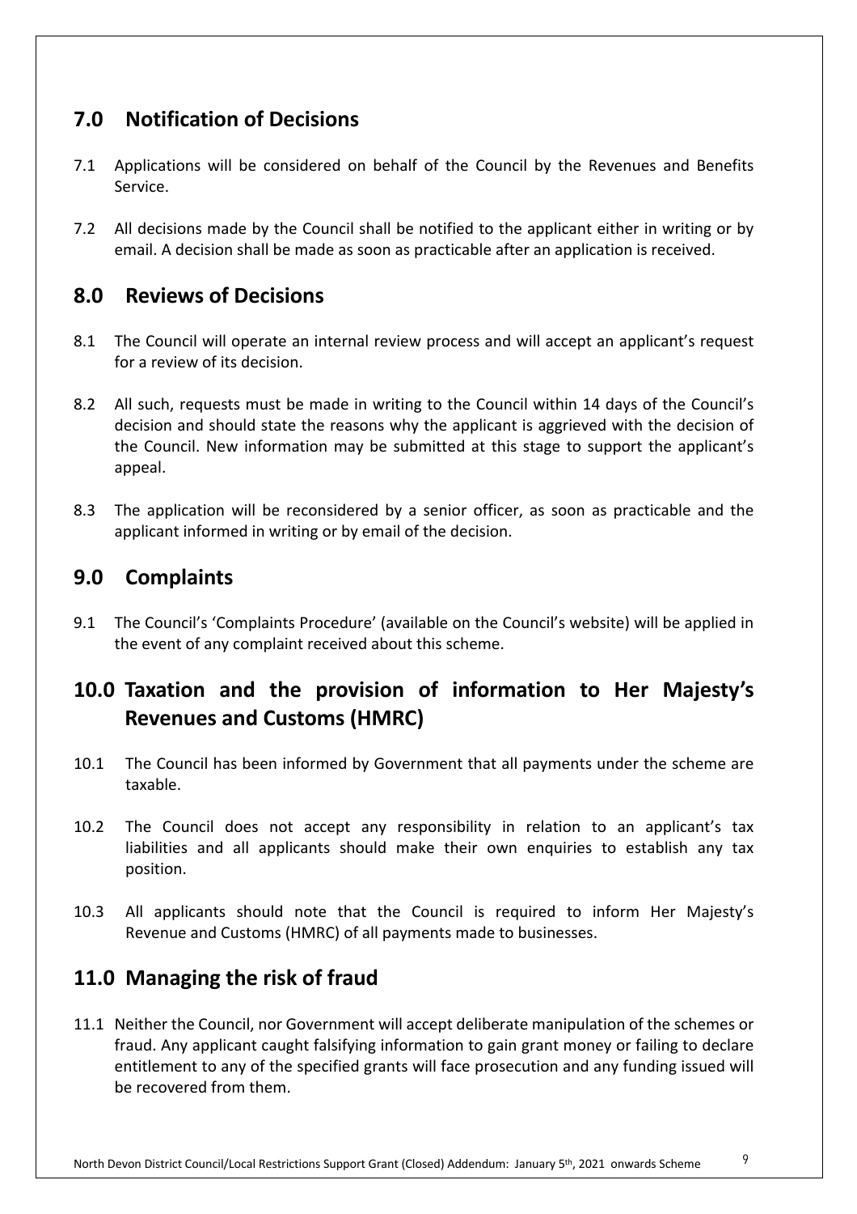## 7.0 Notification of Decisions

7.1 Applications will be considered on behalf of the Council by the Revenues and Benefits Service.

7.2 All decisions made by the Council shall be notified to the applicant either in writing or by email. A decision shall be made as soon as practicable after an application is received.

## 8.0 Reviews of Decisions

8.1 The Council will operate an internal review process and will accept an applicant's request for a review of its decision.

8.2 All such, requests must be made in writing to the Council within 14 days of the Council's decision and should state the reasons why the applicant is aggrieved with the decision of the Council. New information may be submitted at this stage to support the applicant's appeal.

8.3 The application will be reconsidered by a senior officer, as soon as practicable and the applicant informed in writing or by email of the decision.

## 9.0 Complaints

9.1 The Council's 'Complaints Procedure' (available on the Council's website) will be applied in the event of any complaint received about this scheme.

## 10.0 Taxation and the provision of information to Her Majesty's Revenues and Customs (HMRC)

10.1 The Council has been informed by Government that all payments under the scheme are taxable.

10.2 The Council does not accept any responsibility in relation to an applicant's tax liabilities and all applicants should make their own enquiries to establish any tax position.

10.3 All applicants should note that the Council is required to inform Her Majesty's Revenue and Customs (HMRC) of all payments made to businesses.

## 11.0 Managing the risk of fraud

11.1 Neither the Council, nor Government will accept deliberate manipulation of the schemes or fraud. Any applicant caught falsifying information to gain grant money or failing to declare entitlement to any of the specified grants will face prosecution and any funding issued will be recovered from them.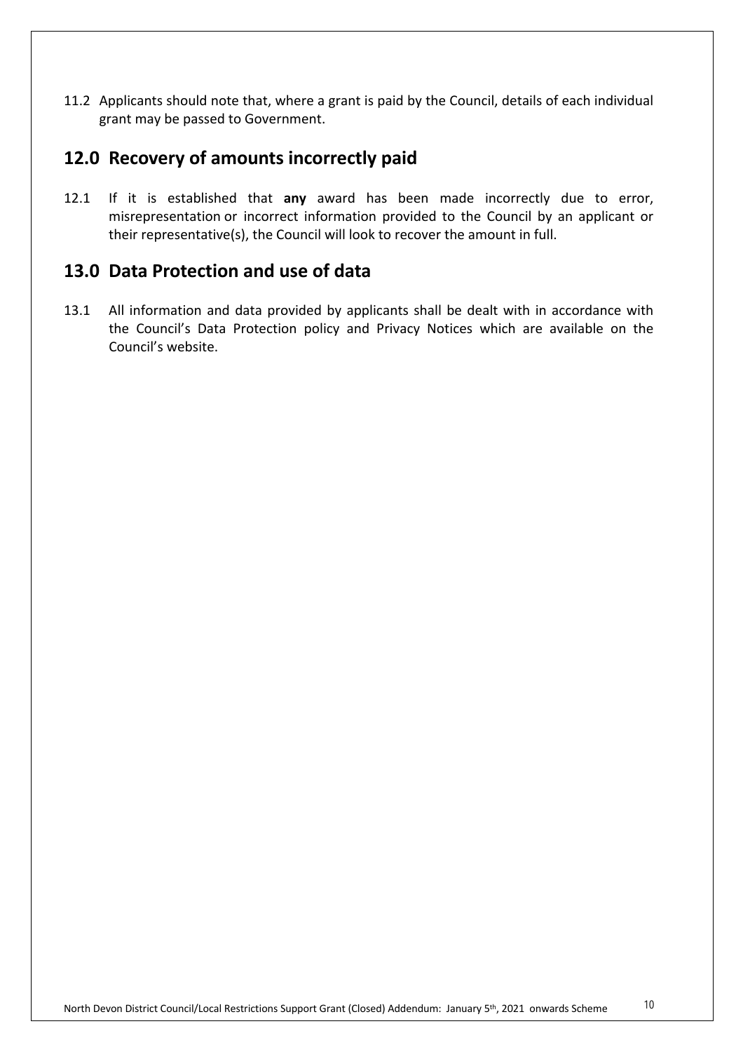11.2 Applicants should note that, where a grant is paid by the Council, details of each individual grant may be passed to Government.

## 12.0 Recovery of amounts incorrectly paid

12.1 If it is established that **any** award has been made incorrectly due to error, misrepresentation or incorrect information provided to the Council by an applicant or their representative(s), the Council will look to recover the amount in full.

## 13.0 Data Protection and use of data

13.1 All information and data provided by applicants shall be dealt with in accordance with the Council's Data Protection policy and Privacy Notices which are available on the Council's website.